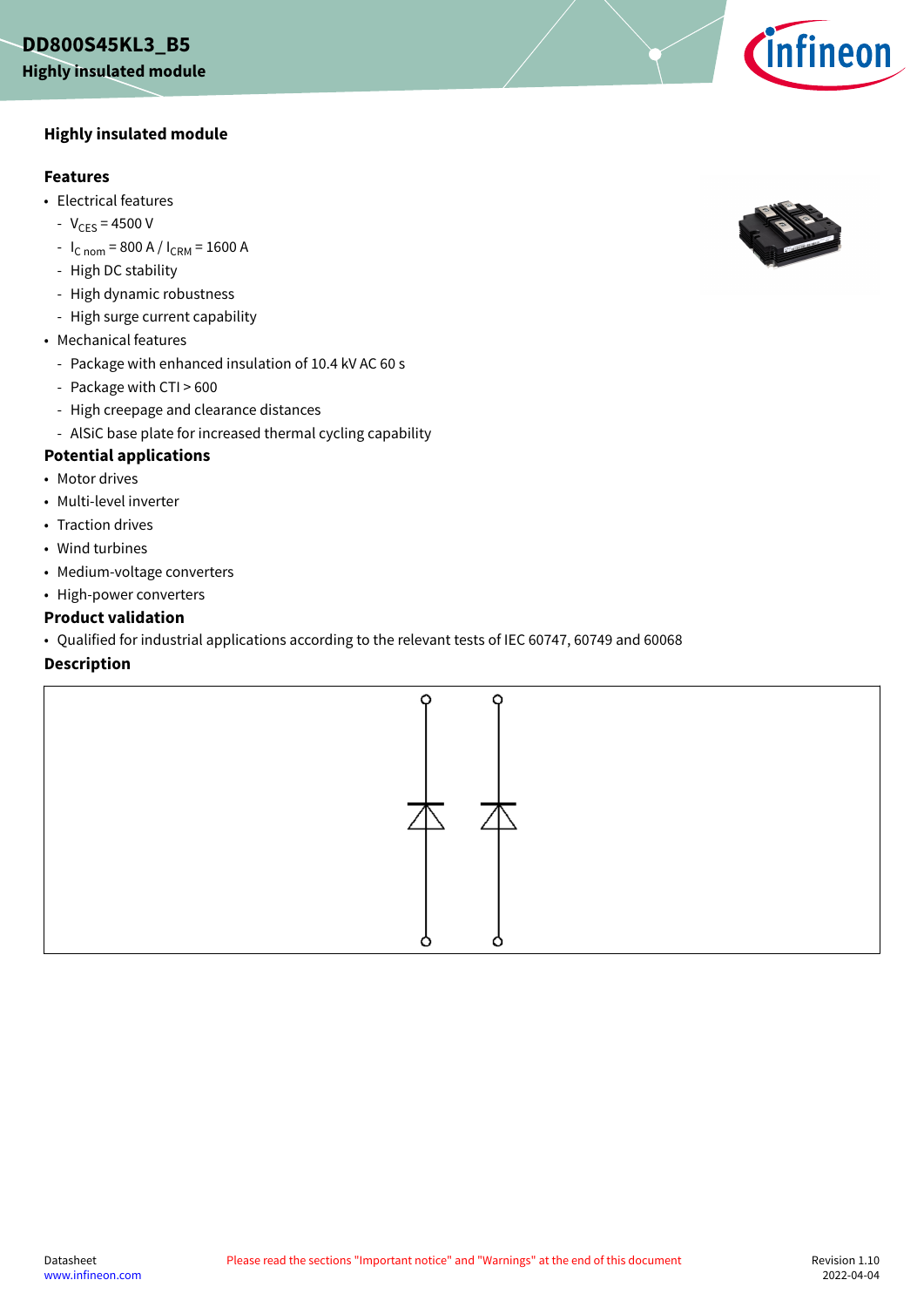# DD800S45KL3_B5

## Highly insulated module

### Highly insulated module

### Features

- Electrical features
  - $V_{CES}$ = 4500 V
  - $I_{C\ nom}$ = 800 A / $I_{CRM}$ = 1600 A
  - High DC stability
  - High dynamic robustness
  - High surge current capability
- Mechanical features
  - Package with enhanced insulation of 10.4 kV AC 60 s
  - Package with CTI > 600
  - High creepage and clearance distances
  - AlSiC base plate for increased thermal cycling capability

### Potential applications

- Motor drives
- Multi-level inverter
- Traction drives
- Wind turbines
- Medium-voltage converters
- High-power converters

### Product validation

- Qualified for industrial applications according to the relevant tests of IEC 60747, 60749 and 60068

### Description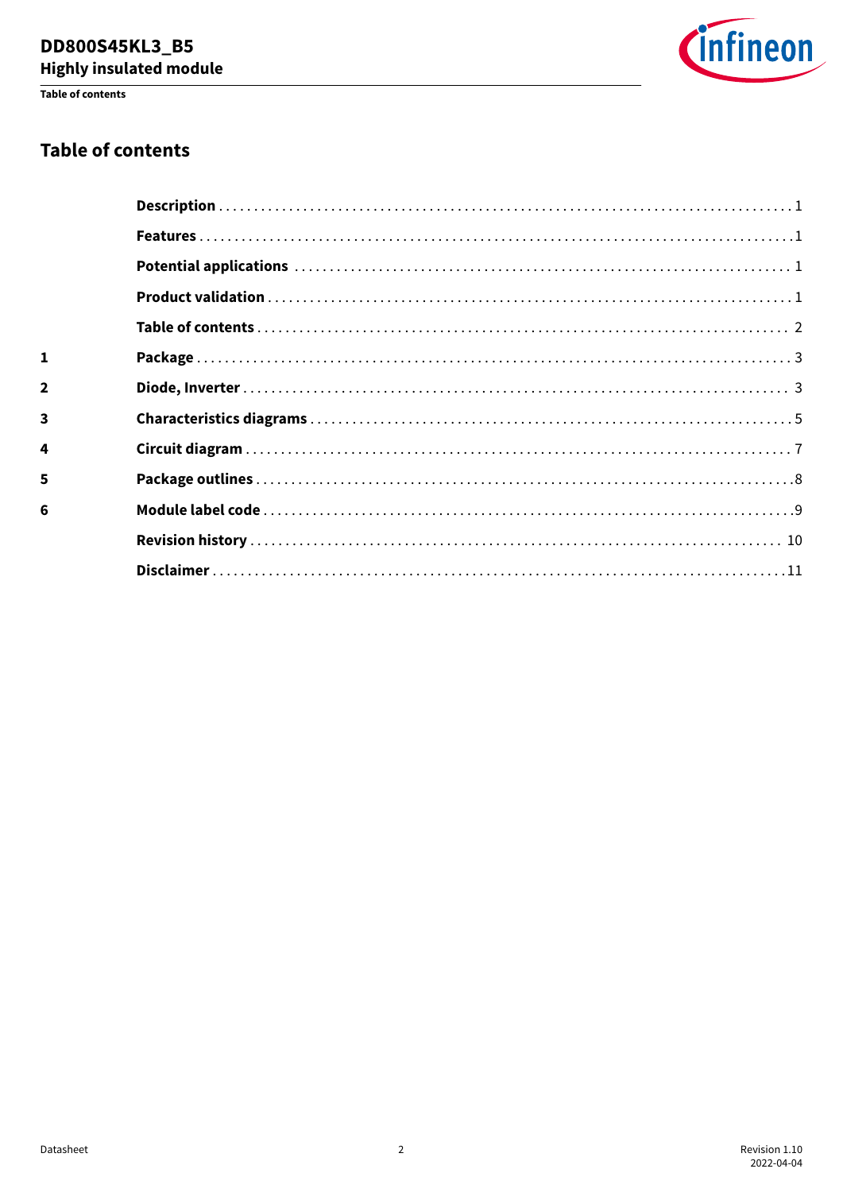## Table of contents

| | | |
|---|---|---|
| | **Description** | 1 |
| | **Features** | 1 |
| | **Potential applications** | 1 |
| | **Product validation** | 1 |
| | **Table of contents** | 2 |
| **1** | **Package** | 3 |
| **2** | **Diode, Inverter** | 3 |
| **3** | **Characteristics diagrams** | 5 |
| **4** | **Circuit diagram** | 7 |
| **5** | **Package outlines** | 8 |
| **6** | **Module label code** | 9 |
| | **Revision history** | 10 |
| | **Disclaimer** | 11 |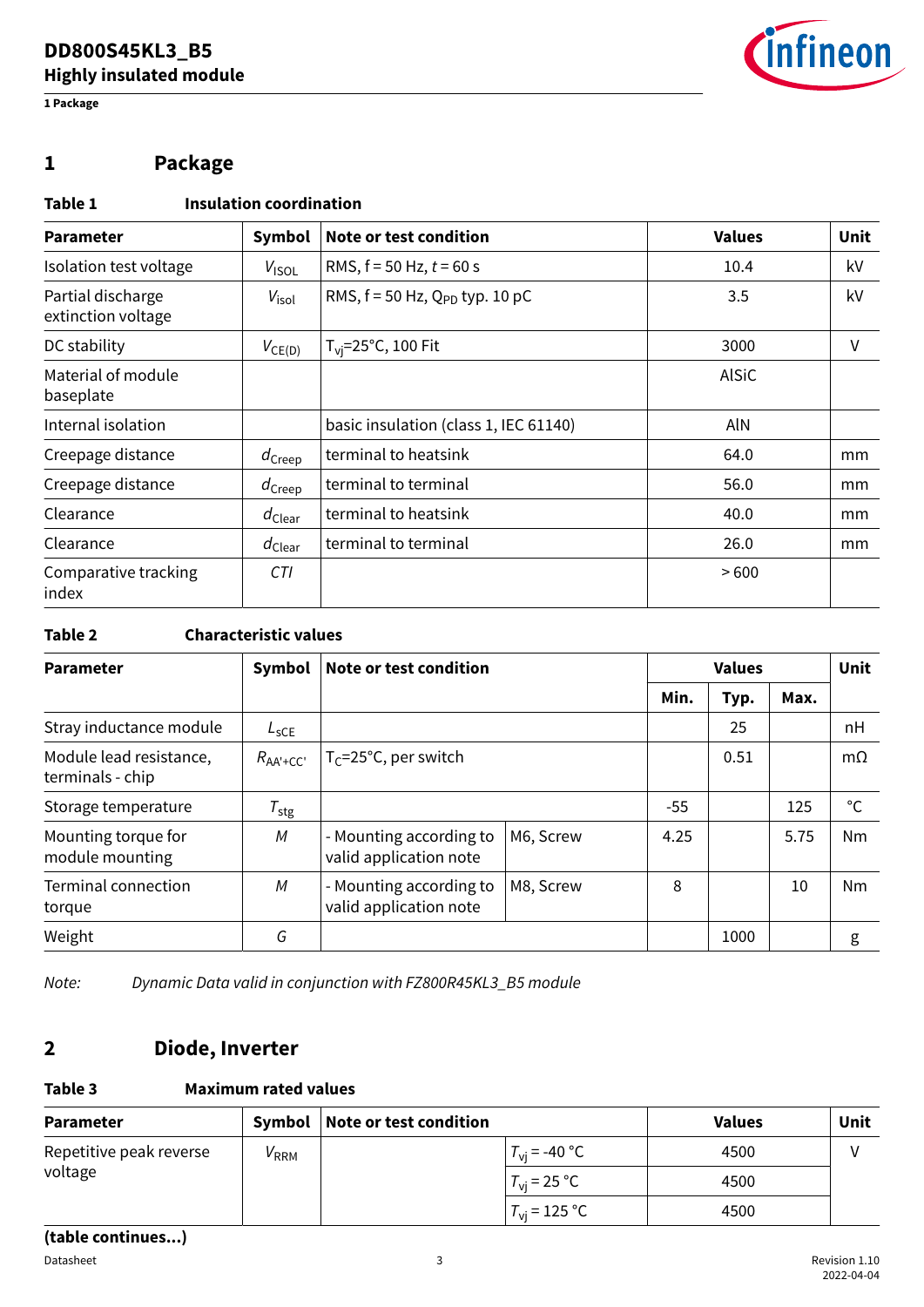# 1 Package

**Table 1 Insulation coordination**

| Parameter | Symbol | Note or test condition | Values | Unit |
|---|---|---|---|---|
| Isolation test voltage | $V_{ISOL}$ | RMS, f = 50 Hz, $t$ = 60 s | 10.4 | kV |
| Partial discharge extinction voltage | $V_{isol}$ | RMS, f = 50 Hz, $Q_{PD}$ typ. 10 pC | 3.5 | kV |
| DC stability | $V_{CE(D)}$ | $T_{vj}$=25°C, 100 Fit | 3000 | V |
| Material of module baseplate | | | AlSiC | |
| Internal isolation | | basic insulation (class 1, IEC 61140) | AlN | |
| Creepage distance | $d_{Creep}$ | terminal to heatsink | 64.0 | mm |
| Creepage distance | $d_{Creep}$ | terminal to terminal | 56.0 | mm |
| Clearance | $d_{Clear}$ | terminal to heatsink | 40.0 | mm |
| Clearance | $d_{Clear}$ | terminal to terminal | 26.0 | mm |
| Comparative tracking index | $CTI$ | | > 600 | |

**Table 2 Characteristic values**

| Parameter | Symbol | Note or test condition | | Values | | | Unit |
|---|---|---|---|---|---|---|---|
| | | | | Min. | Typ. | Max. | |
| Stray inductance module | $L_{sCE}$ | | | | 25 | | nH |
| Module lead resistance, terminals - chip | $R_{AA'+CC'}$ | $T_C$=25°C, per switch | | | 0.51 | | mΩ |
| Storage temperature | $T_{stg}$ | | | -55 | | 125 | °C |
| Mounting torque for module mounting | $M$ | - Mounting according to valid application note | M6, Screw | 4.25 | | 5.75 | Nm |
| Terminal connection torque | $M$ | - Mounting according to valid application note | M8, Screw | 8 | | 10 | Nm |
| Weight | $G$ | | | | 1000 | | g |

*Note: Dynamic Data valid in conjunction with FZ800R45KL3_B5 module*

# 2 Diode, Inverter

**Table 3 Maximum rated values**

| Parameter | Symbol | Note or test condition | | Values | Unit |
|---|---|---|---|---|---|
| Repetitive peak reverse voltage | $V_{RRM}$ | | $T_{vj}$ = -40 °C | 4500 | V |
| | | | $T_{vj}$ = 25 °C | 4500 | |
| | | | $T_{vj}$ = 125 °C | 4500 | |

**(table continues...)**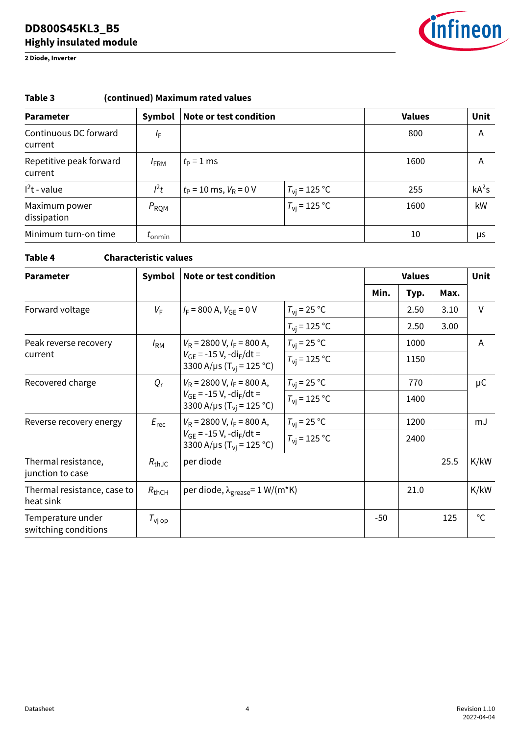## 2 Diode, Inverter

**Table 3 (continued) Maximum rated values**

| Parameter | Symbol | Note or test condition | | Values | Unit |
|---|---|---|---|---|---|
| Continuous DC forward current | $I_F$ | | | 800 | A |
| Repetitive peak forward current | $I_{FRM}$ | $t_P$ = 1 ms | | 1600 | A |
| $I^2t$ - value | $I^2t$ | $t_P$ = 10 ms, $V_R$ = 0 V | $T_{vj}$ = 125 °C | 255 | $kA^2s$ |
| Maximum power dissipation | $P_{RQM}$ | | $T_{vj}$ = 125 °C | 1600 | kW |
| Minimum turn-on time | $t_{onmin}$ | | | 10 | µs |

**Table 4 Characteristic values**

| Parameter | Symbol | Note or test condition | | Values | | | Unit |
|---|---|---|---|---|---|---|---|
| | | | | Min. | Typ. | Max. | |
| Forward voltage | $V_F$ | $I_F$ = 800 A, $V_{GE}$ = 0 V | $T_{vj}$ = 25 °C | | 2.50 | 3.10 | V |
| | | | $T_{vj}$ = 125 °C | | 2.50 | 3.00 | |
| Peak reverse recovery current | $I_{RM}$ | $V_R$ = 2800 V, $I_F$ = 800 A, $V_{GE}$ = -15 V, -$di_F/dt$ = 3300 A/µs ($T_{vj}$ = 125 °C) | $T_{vj}$ = 25 °C | | 1000 | | A |
| | | | $T_{vj}$ = 125 °C | | 1150 | | |
| Recovered charge | $Q_r$ | $V_R$ = 2800 V, $I_F$ = 800 A, $V_{GE}$ = -15 V, -$di_F/dt$ = 3300 A/µs ($T_{vj}$ = 125 °C) | $T_{vj}$ = 25 °C | | 770 | | µC |
| | | | $T_{vj}$ = 125 °C | | 1400 | | |
| Reverse recovery energy | $E_{rec}$ | $V_R$ = 2800 V, $I_F$ = 800 A, $V_{GE}$ = -15 V, -$di_F/dt$ = 3300 A/µs ($T_{vj}$ = 125 °C) | $T_{vj}$ = 25 °C | | 1200 | | mJ |
| | | | $T_{vj}$ = 125 °C | | 2400 | | |
| Thermal resistance, junction to case | $R_{thJC}$ | per diode | | | | 25.5 | K/kW |
| Thermal resistance, case to heat sink | $R_{thCH}$ | per diode, $\lambda_{grease}$= 1 W/(m*K) | | | 21.0 | | K/kW |
| Temperature under switching conditions | $T_{vj\,op}$ | | | -50 | | 125 | °C |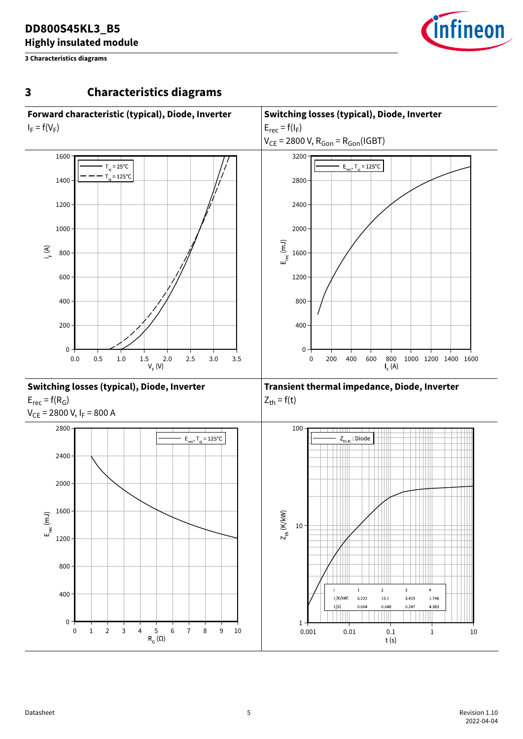# 3 Characteristics diagrams

**Forward characteristic (typical), Diode, Inverter**

$I_F = f(V_F)$

$T_{vj} = 25°C$
$T_{vj} = 125°C$

$I_F$ (A)
0
200
400
600
800
1000
1200
1400
1600

$V_F$ (V)
0.0
0.5
1.0
1.5
2.0
2.5
3.0
3.5

**Switching losses (typical), Diode, Inverter**

$E_{rec} = f(I_F)$

$V_{CE} = 2800$ V, $R_{Gon} = R_{Gon}$(IGBT)

$E_{rec}$, $T_{vj} = 125°C$

$E_{rec}$ (mJ)
0
400
800
1200
1600
2000
2400
2800
3200

$I_F$ (A)
0
200
400
600
800
1000
1200
1400
1600

**Switching losses (typical), Diode, Inverter**

$E_{rec} = f(R_G)$

$V_{CE} = 2800$ V, $I_F = 800$ A

$E_{rec}$, $T_{vj} = 125°C$

$E_{rec}$ (mJ)
0
400
800
1200
1600
2000
2400
2800

$R_G$ (Ω)
0
1
2
3
4
5
6
7
8
9
10

**Transient thermal impedance, Diode, Inverter**

$Z_{th} = f(t)$

$Z_{thJC}$ : Diode

| i | 1 | 2 | 3 | 4 |
|---|---|---|---|---|
| $r_i$[K/kW] | 5.222 | 15.1 | 3.423 | 1.746 |
| $\tau_i$[s] | 0.004 | 0.048 | 0.247 | 4.383 |

$Z_{th}$ (K/kW)
1
10
100

t (s)
0.001
0.01
0.1
1
10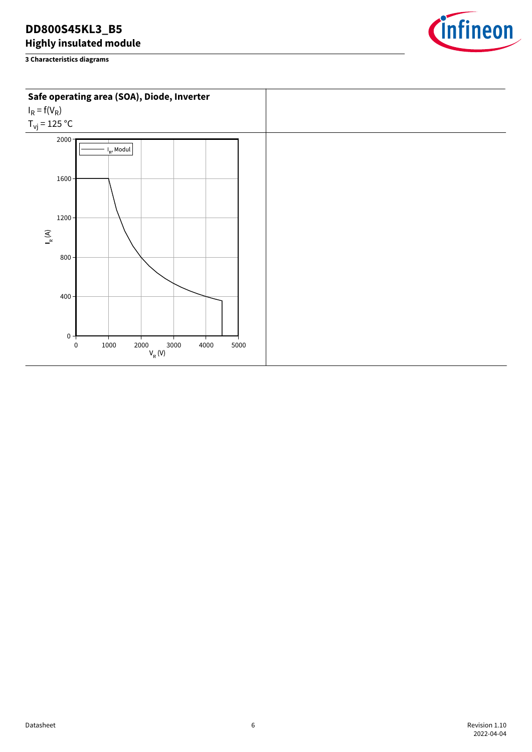## 3 Characteristics diagrams

**Safe operating area (SOA), Diode, Inverter**

$I_R = f(V_R)$

$T_{vj} = 125\ °C$

$I_R$, Modul

2000
1600
1200
800
400
0

$I_R$ (A)

0 1000 2000 3000 4000 5000

$V_R$ (V)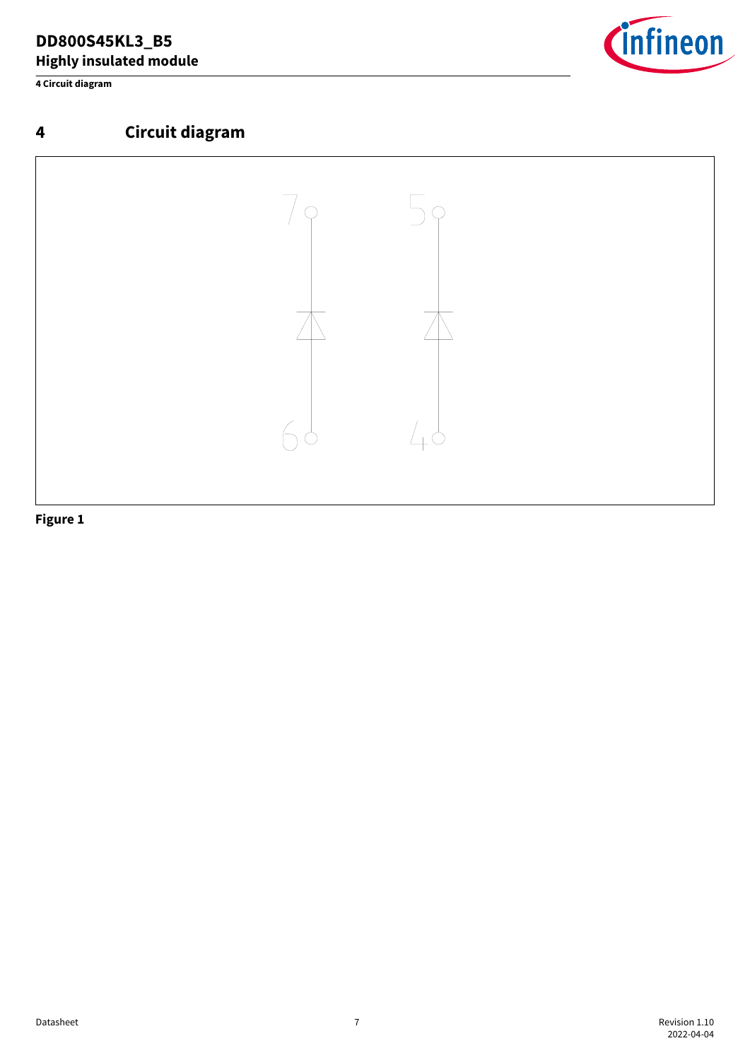# 4 Circuit diagram

7 5

6 4

**Figure 1**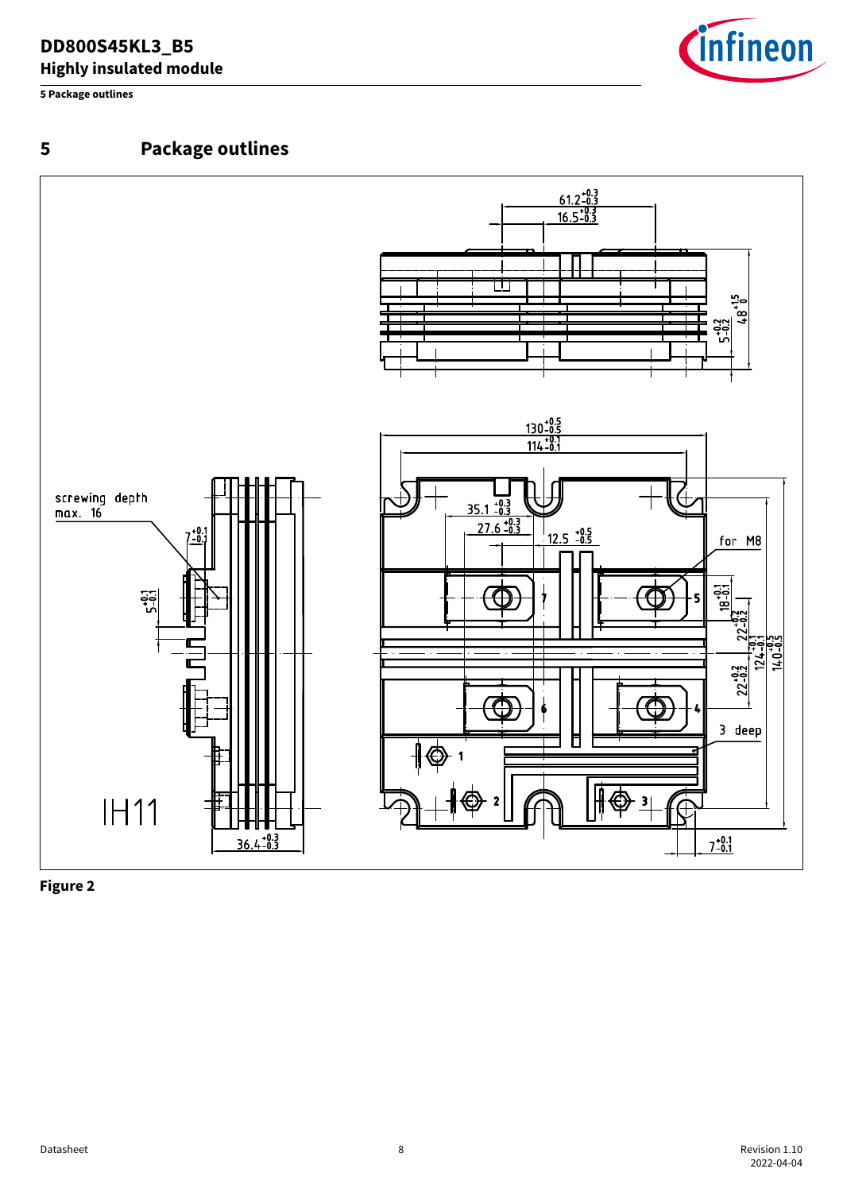# 5 Package outlines

61.2 +0.3 −0.3

16.5 +0.3 −0.3

5 +0.2 −0.2

48 +1.5 0

130 +0.5 −0.5

114 +0.1 −0.1

35.1 +0.3 −0.3

27.6 +0.3 −0.3

12.5 +0.5 −0.5

for M8

18 +0.1 −0.1

22 +0.2 −0.2

124 +0.1 −0.1

140 +0.5 −0.5

22 +0.2 −0.2

3 deep

7 +0.1 −0.1

screwing depth max. 16

7 +0.1 −0.1

5 +0.1 −0.1

IH11

36.4 +0.3 −0.3

1 2 3 4 5 6 7

**Figure 2**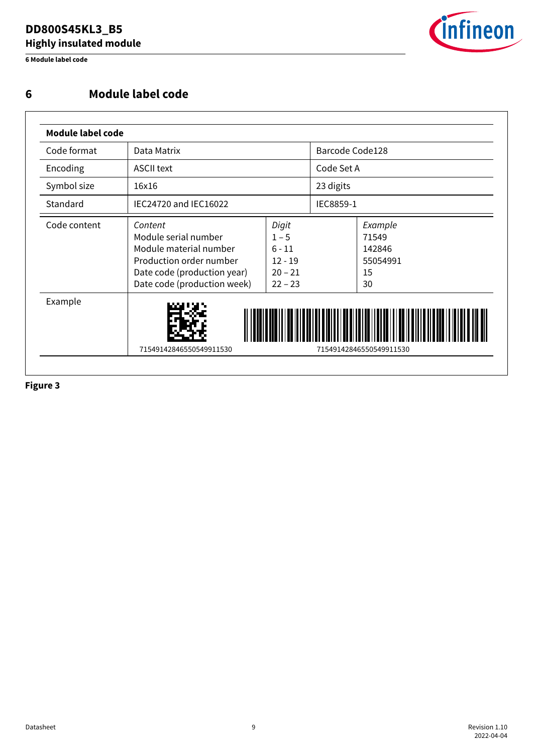# 6 Module label code

| Module label code | | | |
|---|---|---|---|
| Code format | Data Matrix | | Barcode Code128 |
| Encoding | ASCII text | | Code Set A |
| Symbol size | 16x16 | | 23 digits |
| Standard | IEC24720 and IEC16022 | | IEC8859-1 |
| Code content | *Content*<br>Module serial number<br>Module material number<br>Production order number<br>Date code (production year)<br>Date code (production week) | *Digit*<br>1 – 5<br>6 - 11<br>12 - 19<br>20 – 21<br>22 – 23 | *Example*<br>71549<br>142846<br>55054991<br>15<br>30 |
| Example | 71549142846550549911530 | | 71549142846550549911530 |

**Figure 3**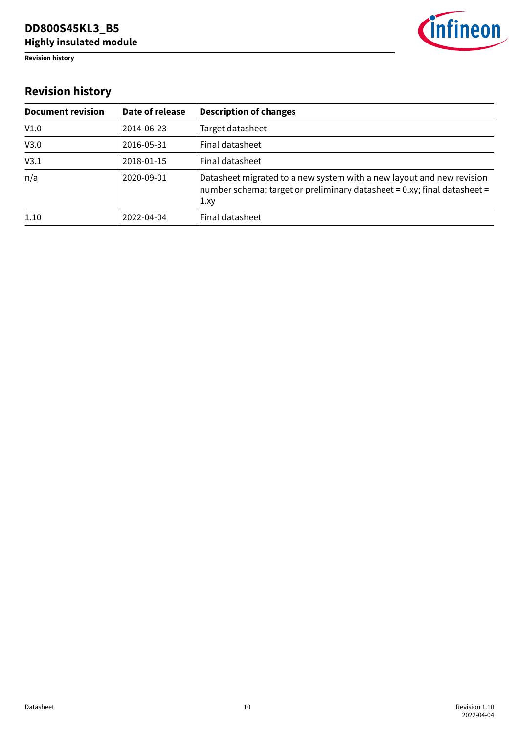## Revision history

| Document revision | Date of release | Description of changes |
|---|---|---|
| V1.0 | 2014-06-23 | Target datasheet |
| V3.0 | 2016-05-31 | Final datasheet |
| V3.1 | 2018-01-15 | Final datasheet |
| n/a | 2020-09-01 | Datasheet migrated to a new system with a new layout and new revision number schema: target or preliminary datasheet = 0.xy; final datasheet = 1.xy |
| 1.10 | 2022-04-04 | Final datasheet |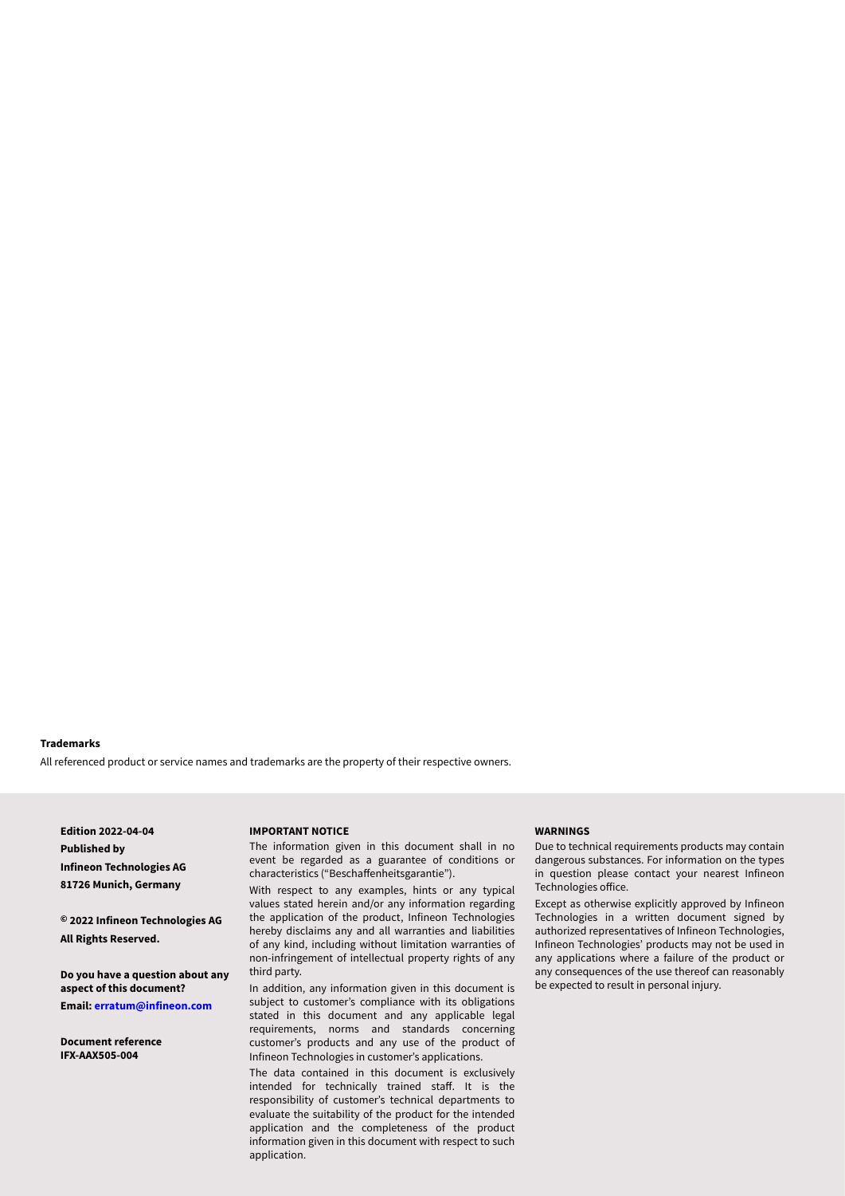**Trademarks**

All referenced product or service names and trademarks are the property of their respective owners.

**Edition 2022-04-04**

**Published by**

**Infineon Technologies AG**

**81726 Munich, Germany**

**© 2022 Infineon Technologies AG**

**All Rights Reserved.**

**Do you have a question about any aspect of this document?**

**Email: erratum@infineon.com**

**Document reference**
**IFX-AAX505-004**

**IMPORTANT NOTICE**

The information given in this document shall in no event be regarded as a guarantee of conditions or characteristics ("Beschaffenheitsgarantie").

With respect to any examples, hints or any typical values stated herein and/or any information regarding the application of the product, Infineon Technologies hereby disclaims any and all warranties and liabilities of any kind, including without limitation warranties of non-infringement of intellectual property rights of any third party.

In addition, any information given in this document is subject to customer's compliance with its obligations stated in this document and any applicable legal requirements, norms and standards concerning customer's products and any use of the product of Infineon Technologies in customer's applications.

The data contained in this document is exclusively intended for technically trained staff. It is the responsibility of customer's technical departments to evaluate the suitability of the product for the intended application and the completeness of the product information given in this document with respect to such application.

**WARNINGS**

Due to technical requirements products may contain dangerous substances. For information on the types in question please contact your nearest Infineon Technologies office.

Except as otherwise explicitly approved by Infineon Technologies in a written document signed by authorized representatives of Infineon Technologies, Infineon Technologies' products may not be used in any applications where a failure of the product or any consequences of the use thereof can reasonably be expected to result in personal injury.